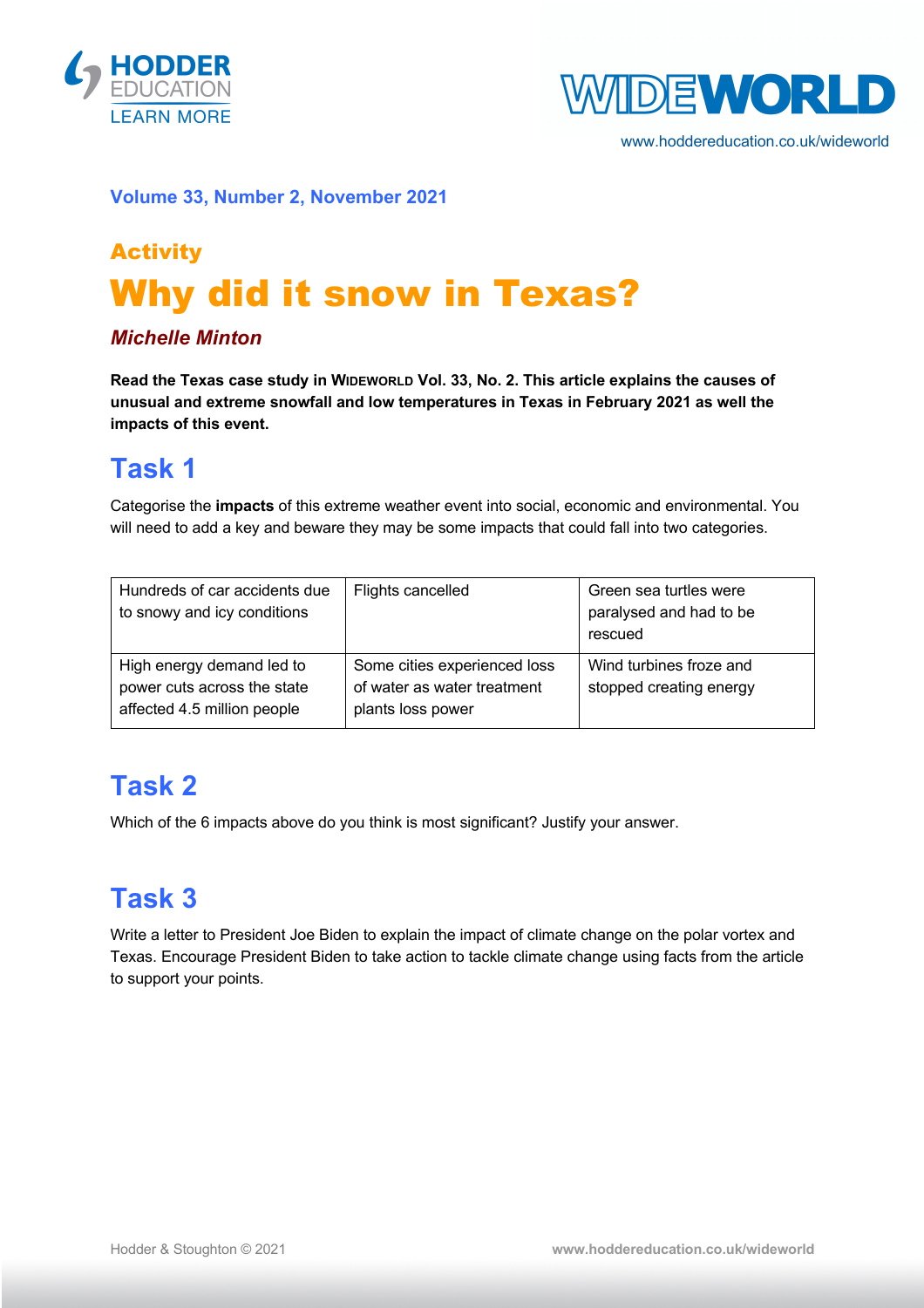Volume 33, Number 2, November 2021

## Activity

# Why did it snow in Texas?

***Michelle Minton***

**Read the Texas case study in WIDEWORLD Vol. 33, No. 2. This article explains the causes of unusual and extreme snowfall and low temperatures in Texas in February 2021 as well the impacts of this event.**

## Task 1

Categorise the **impacts** of this extreme weather event into social, economic and environmental. You will need to add a key and beware they may be some impacts that could fall into two categories.

| | | |
|---|---|---|
| Hundreds of car accidents due to snowy and icy conditions | Flights cancelled | Green sea turtles were paralysed and had to be rescued |
| High energy demand led to power cuts across the state affected 4.5 million people | Some cities experienced loss of water as water treatment plants loss power | Wind turbines froze and stopped creating energy |

## Task 2

Which of the 6 impacts above do you think is most significant? Justify your answer.

## Task 3

Write a letter to President Joe Biden to explain the impact of climate change on the polar vortex and Texas. Encourage President Biden to take action to tackle climate change using facts from the article to support your points.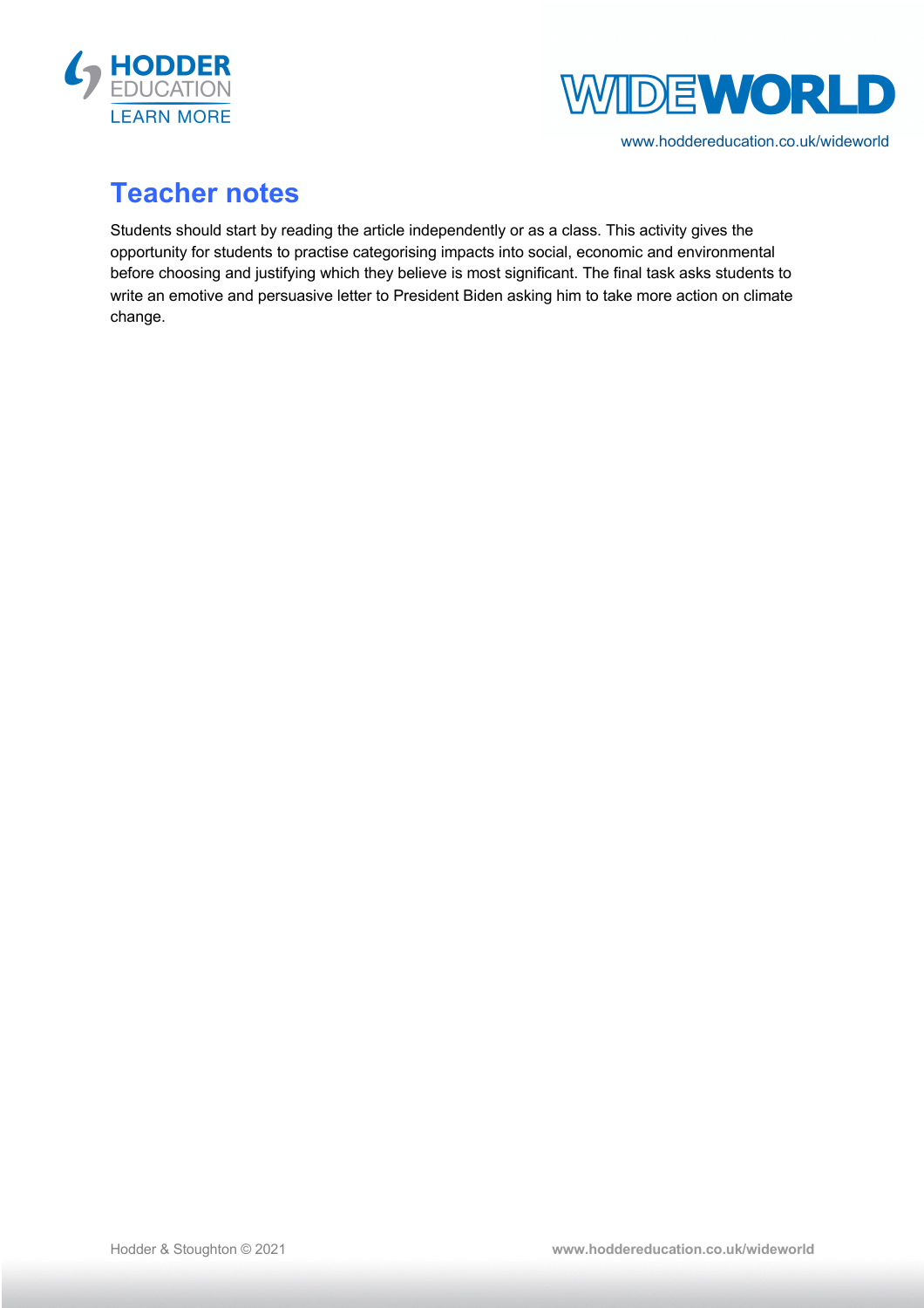## Teacher notes

Students should start by reading the article independently or as a class. This activity gives the opportunity for students to practise categorising impacts into social, economic and environmental before choosing and justifying which they believe is most significant. The final task asks students to write an emotive and persuasive letter to President Biden asking him to take more action on climate change.